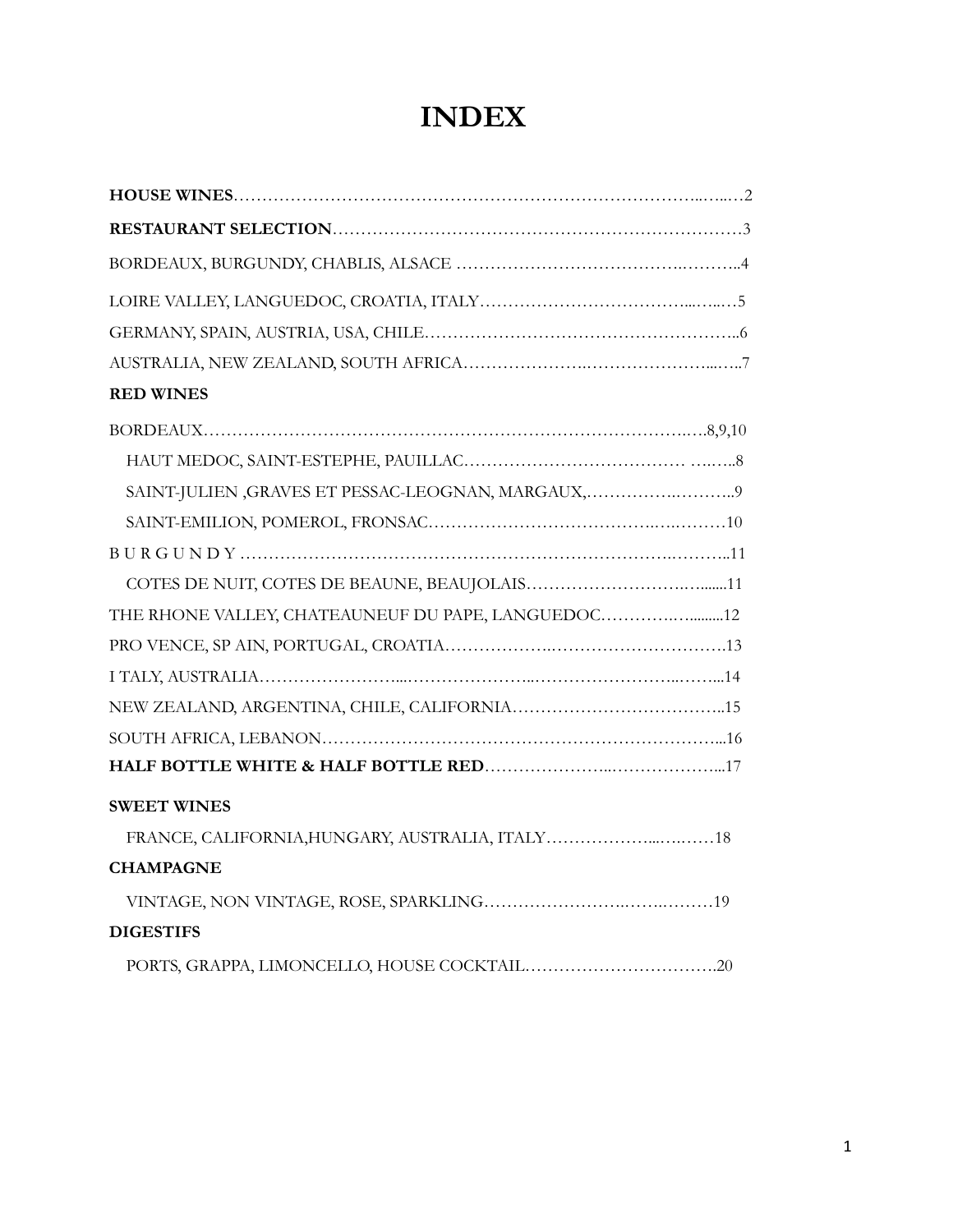# INDEX

**HOUSE WINES**……………………………………………………………………………..…...…2

**RESTAURANT SELECTION**………………………………………………………………3

BORDEAUX, BURGUNDY, CHABLIS, ALSACE ……………………………….………..4

LOIRE VALLEY, LANGUEDOC, CROATIA, ITALY……………………………...…...…5

GERMANY, SPAIN, AUSTRIA, USA, CHILE………………………………………………..6

AUSTRALIA, NEW ZEALAND, SOUTH AFRICA…………………..…………………...….7

**RED WINES**

BORDEAUX……………………………………………………………………….….8,9,10

HAUT MEDOC, SAINT-ESTEPHE, PAUILLAC………………………………… ….…..8

SAINT-JULIEN ,GRAVES ET PESSAC-LEOGNAN, MARGAUX,……………….………..9

SAINT-EMILION, POMEROL, FRONSAC………………………………….….………10

B U R G U N D Y ………………………………………………………………….………..11

COTES DE NUIT, COTES DE BEAUNE, BEAUJOLAIS……………………….…......11

THE RHONE VALLEY, CHATEAUNEUF DU PAPE, LANGUEDOC…………..….........12

PRO VENCE, SP AIN, PORTUGAL, CROATIA……………….………………………….13

I TALY, AUSTRALIA…………………….....…………………...…………………...…...14

NEW ZEALAND, ARGENTINA, CHILE, CALIFORNIA………………………………..15

SOUTH AFRICA, LEBANON……………………………………………………………...16

**HALF BOTTLE WHITE & HALF BOTTLE RED**…………………...………………...17

**SWEET WINES**

FRANCE, CALIFORNIA,HUNGARY, AUSTRALIA, ITALY……………...….……18

**CHAMPAGNE**

VINTAGE, NON VINTAGE, ROSE, SPARKLING…………………….…….………19

**DIGESTIFS**

PORTS, GRAPPA, LIMONCELLO, HOUSE COCKTAIL…………………………….20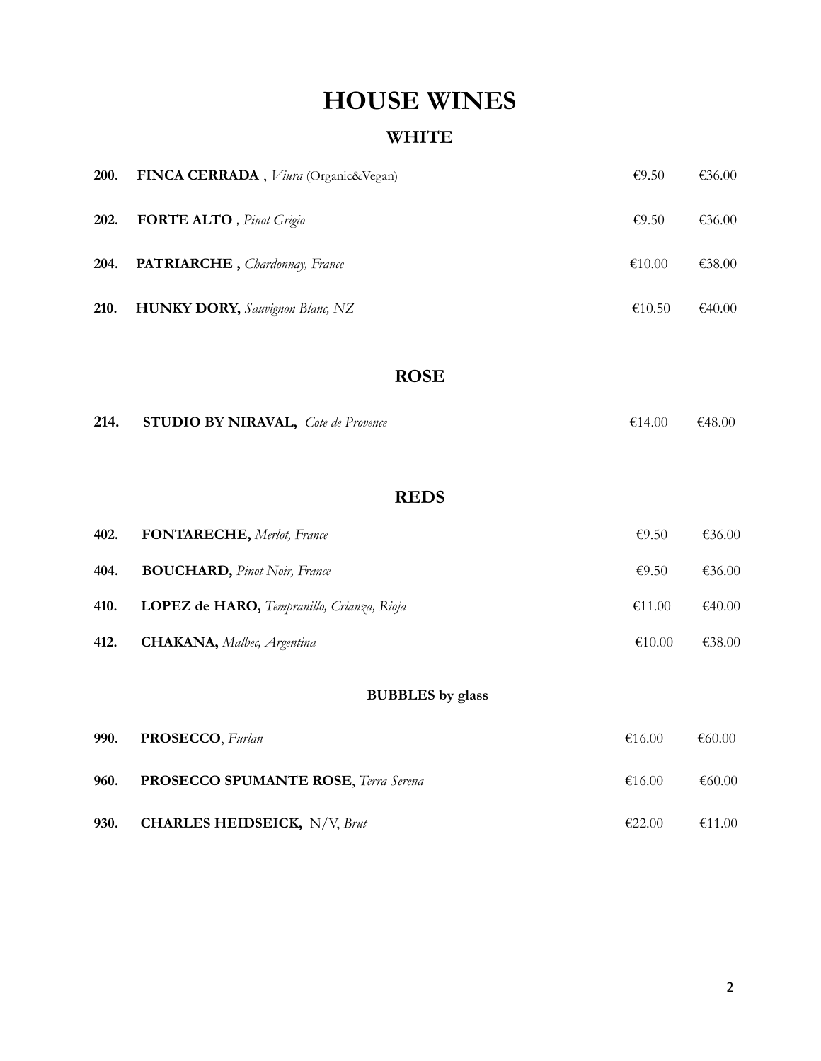# HOUSE WINES

## WHITE

| | | | |
|---|---|---|---|
| 200. | **FINCA CERRADA** , *Viura* (Organic&Vegan) | €9.50 | €36.00 |
| 202. | **FORTE ALTO** *, Pinot Grigio* | €9.50 | €36.00 |
| 204. | **PATRIARCHE ,** *Chardonnay, France* | €10.00 | €38.00 |
| 210. | **HUNKY DORY,** *Sauvignon Blanc, NZ* | €10.50 | €40.00 |

## ROSE

| | | | |
|---|---|---|---|
| 214. | **STUDIO BY NIRAVAL,** *Cote de Provence* | €14.00 | €48.00 |

## REDS

| | | | |
|---|---|---|---|
| 402. | **FONTARECHE,** *Merlot, France* | €9.50 | €36.00 |
| 404. | **BOUCHARD,** *Pinot Noir, France* | €9.50 | €36.00 |
| 410. | **LOPEZ de HARO,** *Tempranillo, Crianza, Rioja* | €11.00 | €40.00 |
| 412. | **CHAKANA,** *Malbec, Argentina* | €10.00 | €38.00 |

### BUBBLES by glass

| | | | |
|---|---|---|---|
| 990. | **PROSECCO**, *Furlan* | €16.00 | €60.00 |
| 960. | **PROSECCO SPUMANTE ROSE**, *Terra Serena* | €16.00 | €60.00 |
| 930. | **CHARLES HEIDSEICK,** N/V, *Brut* | €22.00 | €11.00 |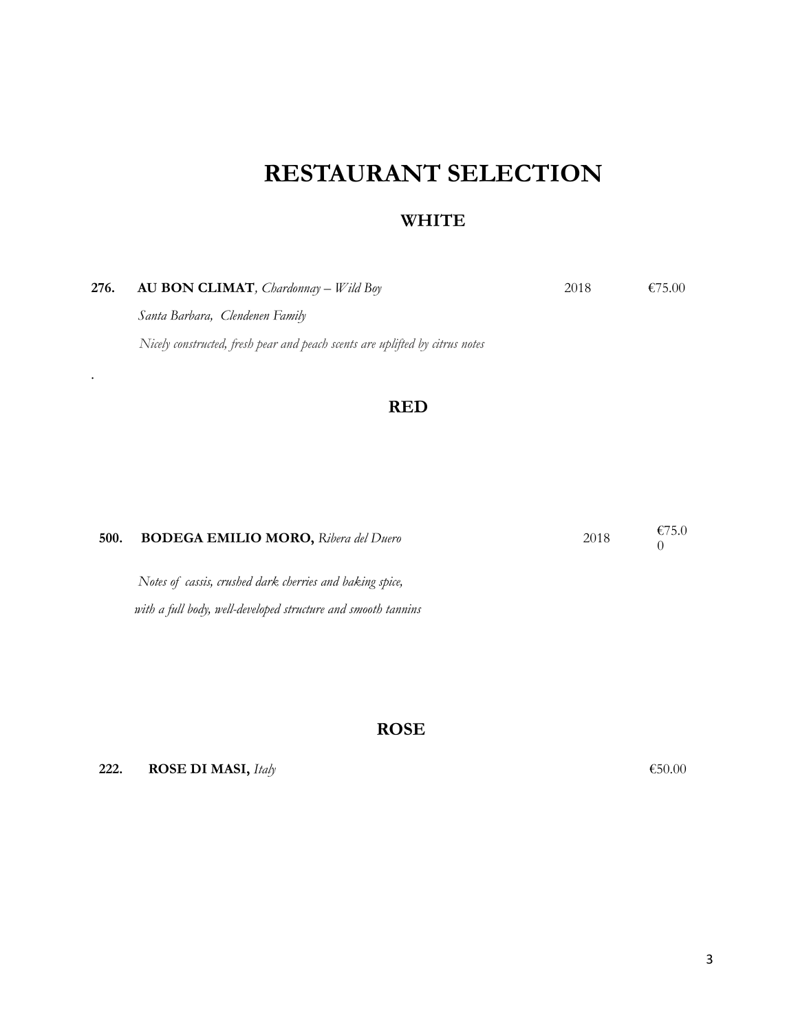# RESTAURANT SELECTION

## WHITE

**276. AU BON CLIMAT**, *Chardonnay – Wild Boy* 2018 €75.00

*Santa Barbara, Clendenen Family*

*Nicely constructed, fresh pear and peach scents are uplifted by citrus notes*

.

## RED

**500. BODEGA EMILIO MORO,** *Ribera del Duero* 2018 €75.00

*Notes of cassis, crushed dark cherries and baking spice,*

*with a full body, well-developed structure and smooth tannins*

## ROSE

**222. ROSE DI MASI,** *Italy* €50.00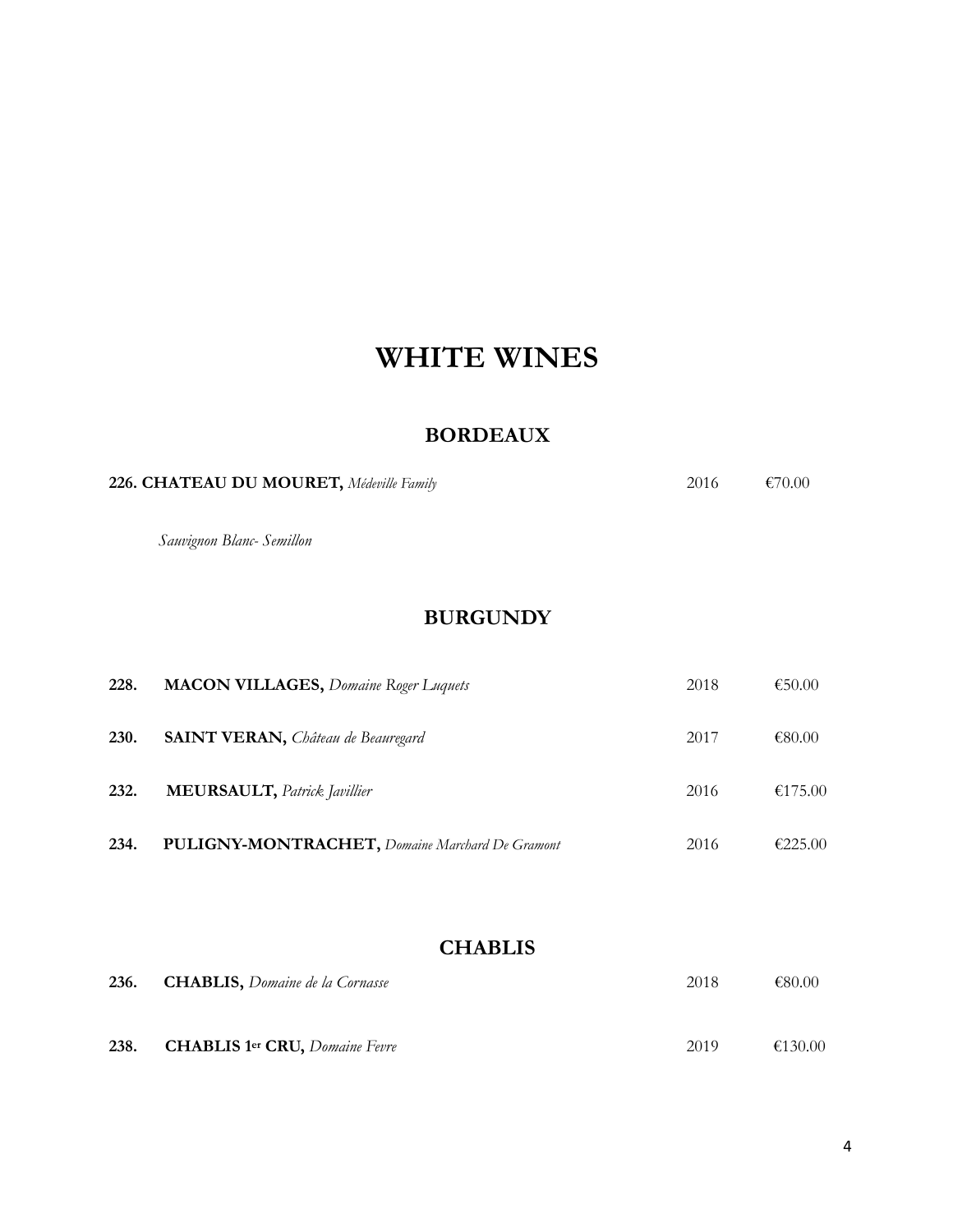# WHITE WINES

## BORDEAUX

**226. CHATEAU DU MOURET,** *Médeville Family* 2016 €70.00

*Sauvignon Blanc- Semillon*

## BURGUNDY

| | | | |
|---|---|---|---|
| **228.** | **MACON VILLAGES,** *Domaine Roger Luquets* | 2018 | €50.00 |
| **230.** | **SAINT VERAN,** *Château de Beauregard* | 2017 | €80.00 |
| **232.** | **MEURSAULT,** *Patrick Javillier* | 2016 | €175.00 |
| **234.** | **PULIGNY-MONTRACHET,** *Domaine Marchard De Gramont* | 2016 | €225.00 |

## CHABLIS

| | | | |
|---|---|---|---|
| **236.** | **CHABLIS,** *Domaine de la Cornasse* | 2018 | €80.00 |
| **238.** | **CHABLIS 1er CRU,** *Domaine Fevre* | 2019 | €130.00 |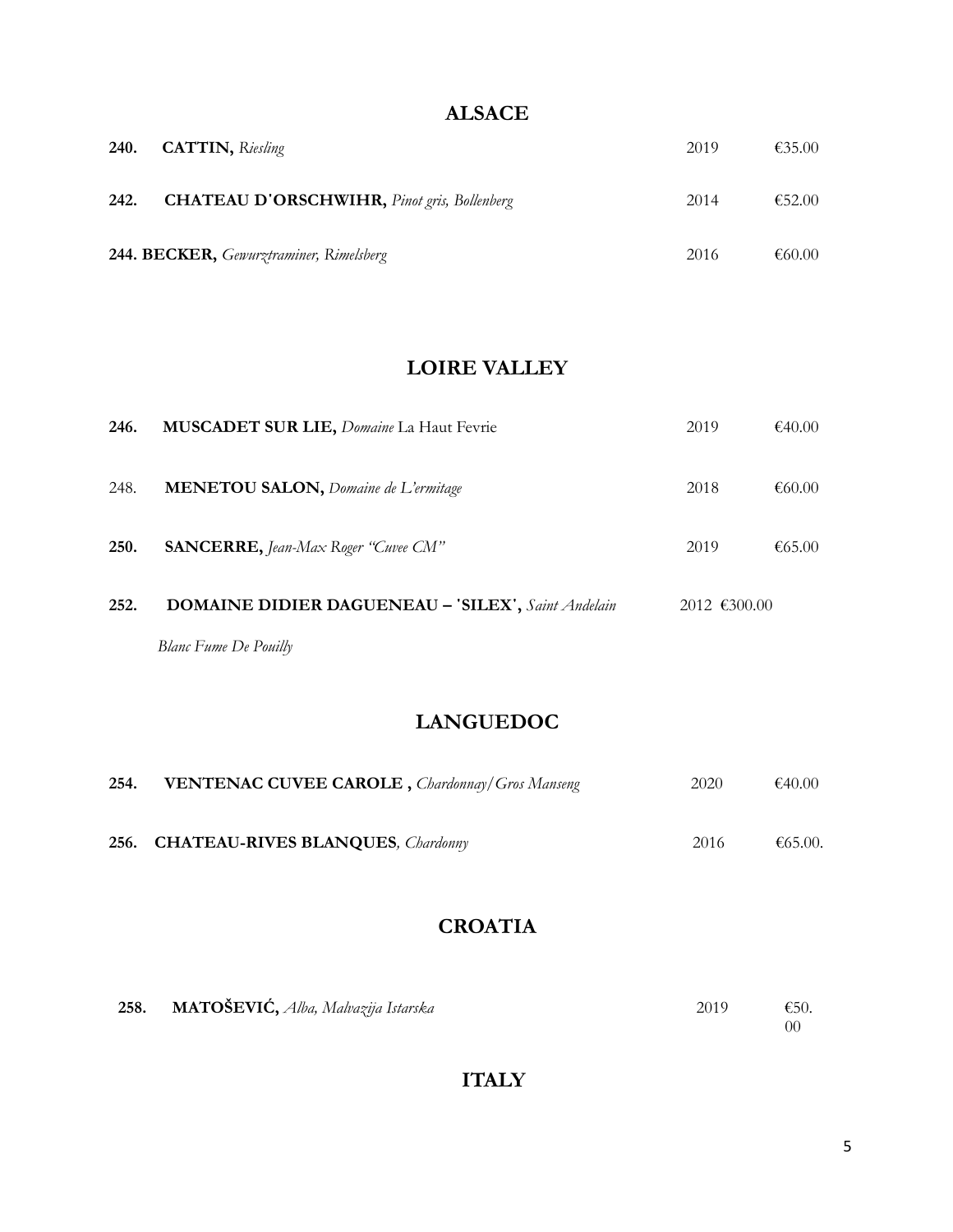## ALSACE

**240. CATTIN,** *Riesling* 2019 €35.00

**242. CHATEAU D'ORSCHWIHR,** *Pinot gris, Bollenberg* 2014 €52.00

**244. BECKER,** *Gewurztraminer, Rimelsberg* 2016 €60.00

## LOIRE VALLEY

**246. MUSCADET SUR LIE,** *Domaine* La Haut Fevrie 2019 €40.00

248. **MENETOU SALON,** *Domaine de L'ermitage* 2018 €60.00

**250. SANCERRE,** *Jean-Max Roger "Cuvee CM"* 2019 €65.00

**252. DOMAINE DIDIER DAGUENEAU – 'SILEX',** *Saint Andelain* 2012 €300.00
*Blanc Fume De Pouilly*

## LANGUEDOC

**254. VENTENAC CUVEE CAROLE ,** *Chardonnay/Gros Manseng* 2020 €40.00

**256. CHATEAU-RIVES BLANQUES***, Chardonny* 2016 €65.00.

## CROATIA

**258. MATOŠEVIĆ,** *Alba, Malvazija Istarska* 2019 €50.00

## ITALY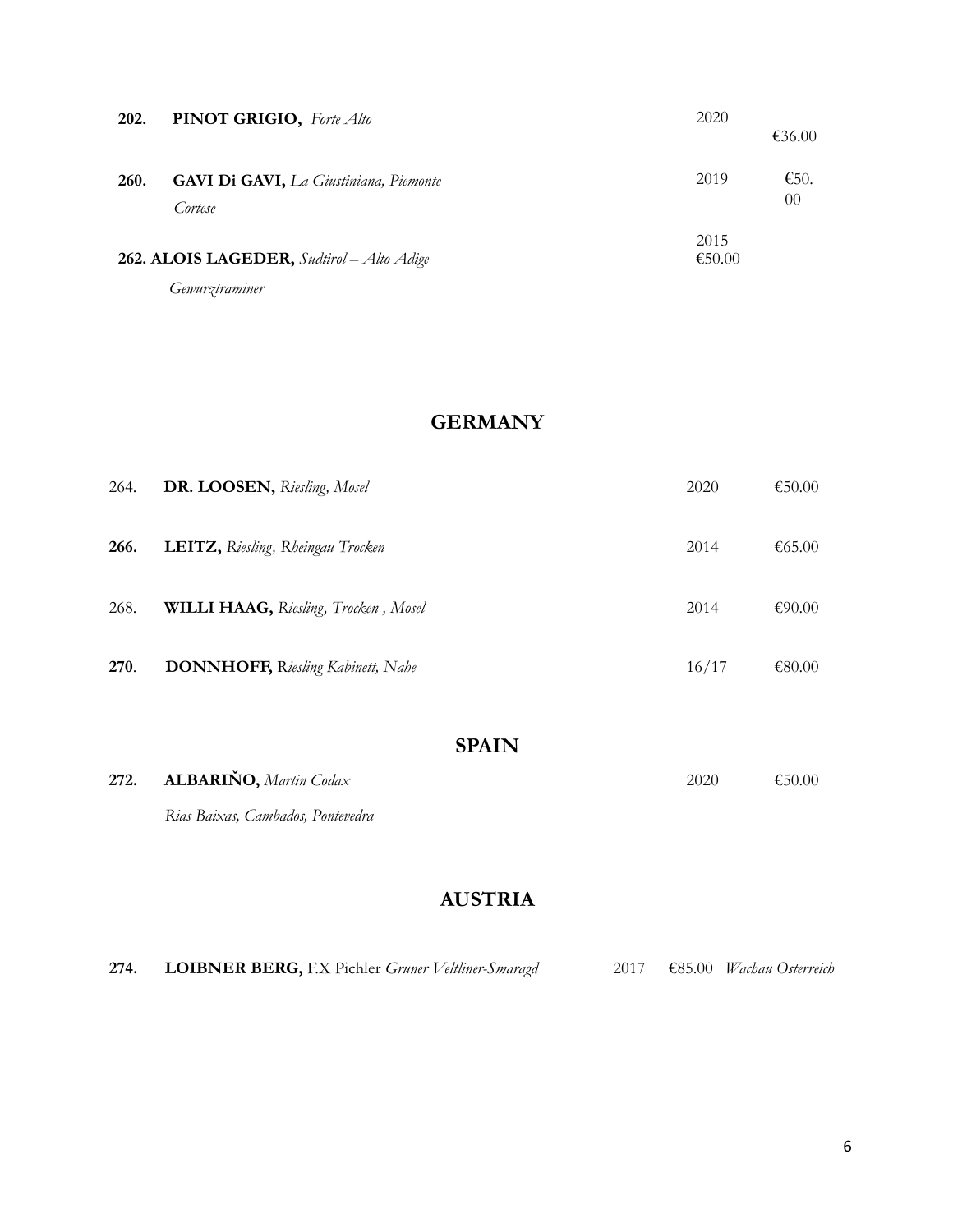**202. PINOT GRIGIO,** *Forte Alto* 2020 €36.00

**260. GAVI Di GAVI,** *La Giustiniana, Piemonte* 2019 €50.00
*Cortese*

**262. ALOIS LAGEDER,** *Sudtirol – Alto Adige* 2015 €50.00
*Gewurztraminer*

## GERMANY

| | | | |
|---|---|---|---|
| 264. | **DR. LOOSEN,** *Riesling, Mosel* | 2020 | €50.00 |
| **266.** | **LEITZ,** *Riesling, Rheingau Trocken* | 2014 | €65.00 |
| 268. | **WILLI HAAG,** *Riesling, Trocken , Mosel* | 2014 | €90.00 |
| **270**. | **DONNHOFF,** R*iesling Kabinett, Nahe* | 16/17 | €80.00 |

## SPAIN

**272. ALBARIŇO,** *Martin Codax* 2020 €50.00
*Rias Baixas, Cambados, Pontevedra*

## AUSTRIA

**274. LOIBNER BERG,** F.X Pichler *Gruner Veltliner-Smaragd* 2017 €85.00 *Wachau Osterreich*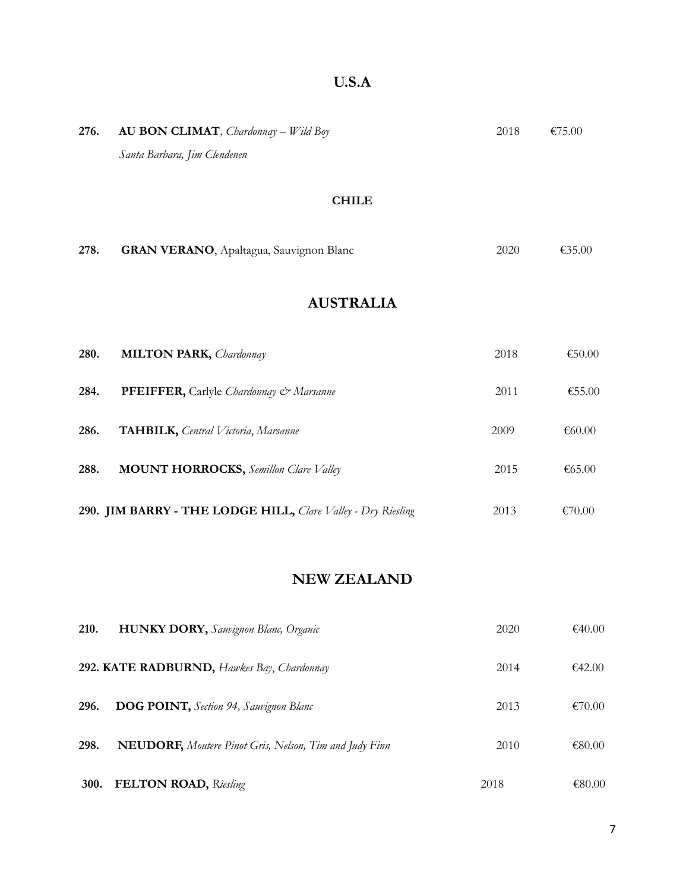## U.S.A

| | | | |
|---|---|---|---|
| 276. | **AU BON CLIMAT**, *Chardonnay – Wild Boy* *Santa Barbara, Jim Clendenen* | 2018 | €75.00 |

### CHILE

| | | | |
|---|---|---|---|
| 278. | **GRAN VERANO**, Apaltagua, Sauvignon Blanc | 2020 | €35.00 |

## AUSTRALIA

| | | | |
|---|---|---|---|
| 280. | **MILTON PARK,** *Chardonnay* | 2018 | €50.00 |
| 284. | **PFEIFFER,** Carlyle *Chardonnay & Marsanne* | 2011 | €55.00 |
| 286. | **TAHBILK,** *Central Victoria*, *Marsanne* | 2009 | €60.00 |
| 288. | **MOUNT HORROCKS,** *Semillon Clare Valley* | 2015 | €65.00 |
| 290. | **JIM BARRY - THE LODGE HILL,** *Clare Valley - Dry Riesling* | 2013 | €70.00 |

## NEW ZEALAND

| | | | |
|---|---|---|---|
| 210. | **HUNKY DORY,** *Sauvignon Blanc, Organic* | 2020 | €40.00 |
| 292. | **KATE RADBURND,** *Hawkes Bay*, *Chardonnay* | 2014 | €42.00 |
| 296. | **DOG POINT,** *Section 94, Sauvignon Blanc* | 2013 | €70.00 |
| 298. | **NEUDORF,** *Moutere Pinot Gris, Nelson, Tim and Judy Finn* | 2010 | €80.00 |
| 300. | **FELTON ROAD,** *Riesling* | 2018 | €80.00 |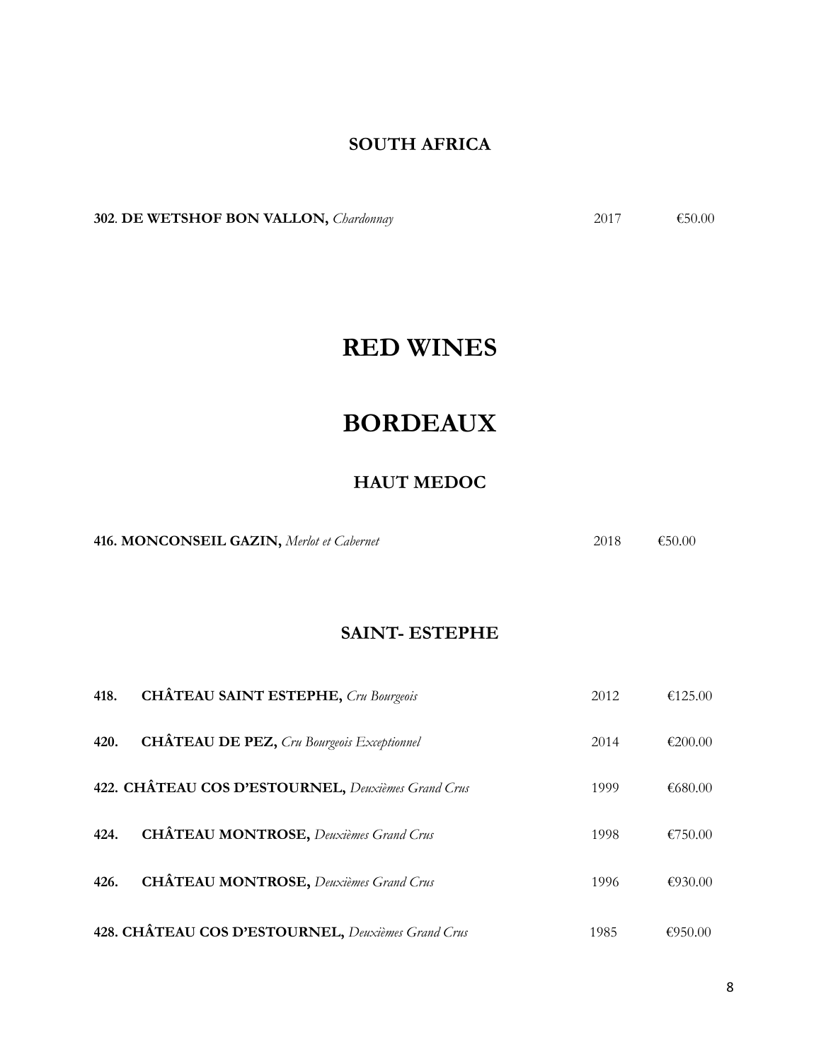## SOUTH AFRICA

**302**. **DE WETSHOF BON VALLON,** *Chardonnay* 2017 €50.00

# RED WINES

# BORDEAUX

## HAUT MEDOC

**416. MONCONSEIL GAZIN,** *Merlot et Cabernet* 2018 €50.00

## SAINT- ESTEPHE

**418. CHÂTEAU SAINT ESTEPHE,** *Cru Bourgeois* 2012 €125.00

**420. CHÂTEAU DE PEZ,** *Cru Bourgeois Exceptionnel* 2014 €200.00

**422. CHÂTEAU COS D'ESTOURNEL,** *Deuxièmes Grand Crus* 1999 €680.00

**424. CHÂTEAU MONTROSE,** *Deuxièmes Grand Crus* 1998 €750.00

**426. CHÂTEAU MONTROSE,** *Deuxièmes Grand Crus* 1996 €930.00

**428. CHÂTEAU COS D'ESTOURNEL,** *Deuxièmes Grand Crus* 1985 €950.00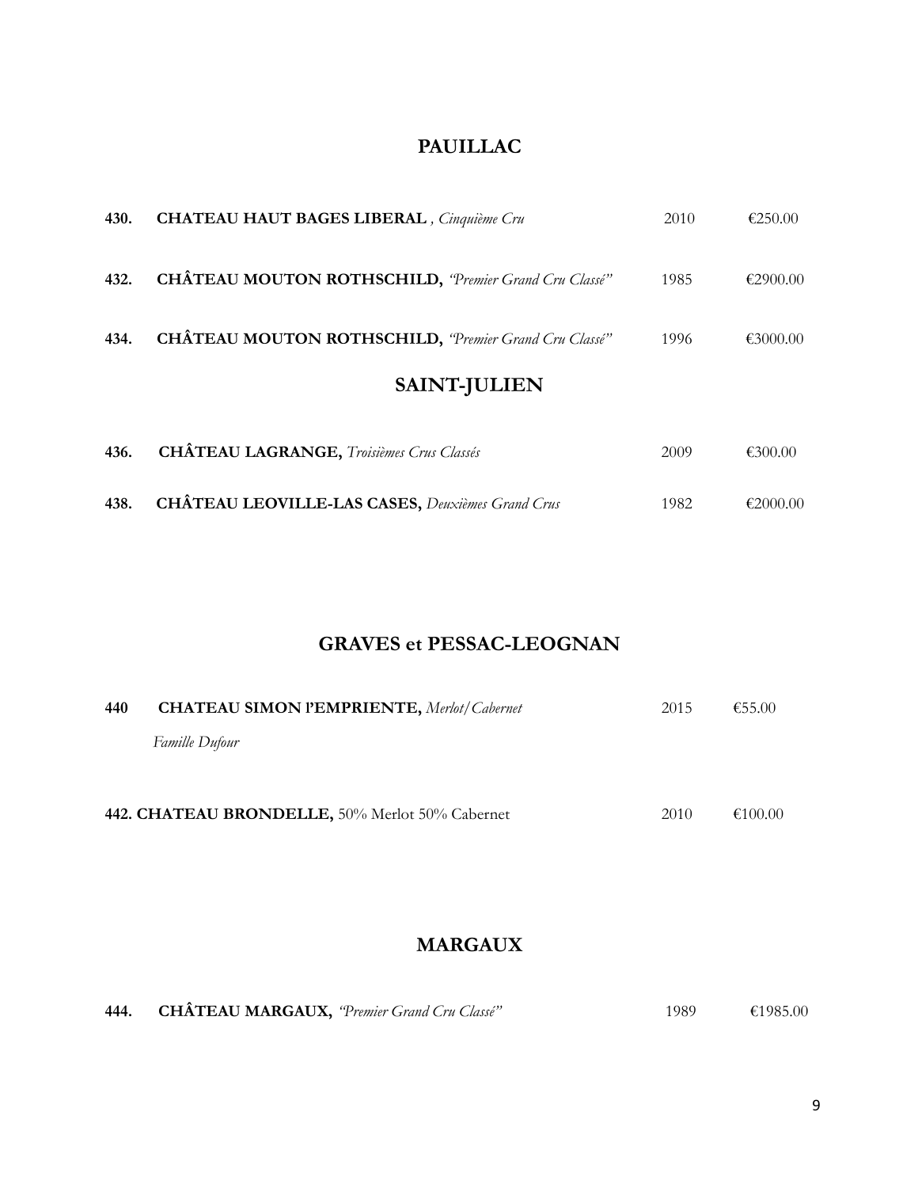## PAUILLAC

| | | | |
|---|---|---|---|
| **430.** | **CHATEAU HAUT BAGES LIBERAL** , *Cinquième Cru* | 2010 | €250.00 |
| **432.** | **CHÂTEAU MOUTON ROTHSCHILD,** *"Premier Grand Cru Classé"* | 1985 | €2900.00 |
| **434.** | **CHÂTEAU MOUTON ROTHSCHILD,** *"Premier Grand Cru Classé"* | 1996 | €3000.00 |

## SAINT-JULIEN

| | | | |
|---|---|---|---|
| **436.** | **CHÂTEAU LAGRANGE,** *Troisièmes Crus Classés* | 2009 | €300.00 |
| **438.** | **CHÂTEAU LEOVILLE-LAS CASES,** *Deuxièmes Grand Crus* | 1982 | €2000.00 |

## GRAVES et PESSAC-LEOGNAN

| | | | |
|---|---|---|---|
| **440** | **CHATEAU SIMON l'EMPRIENTE,** *Merlot/Cabernet* *Famille Dufour* | 2015 | €55.00 |
| **442.** | **CHATEAU BRONDELLE,** 50% Merlot 50% Cabernet | 2010 | €100.00 |

## MARGAUX

| | | | |
|---|---|---|---|
| **444.** | **CHÂTEAU MARGAUX,** *"Premier Grand Cru Classé"* | 1989 | €1985.00 |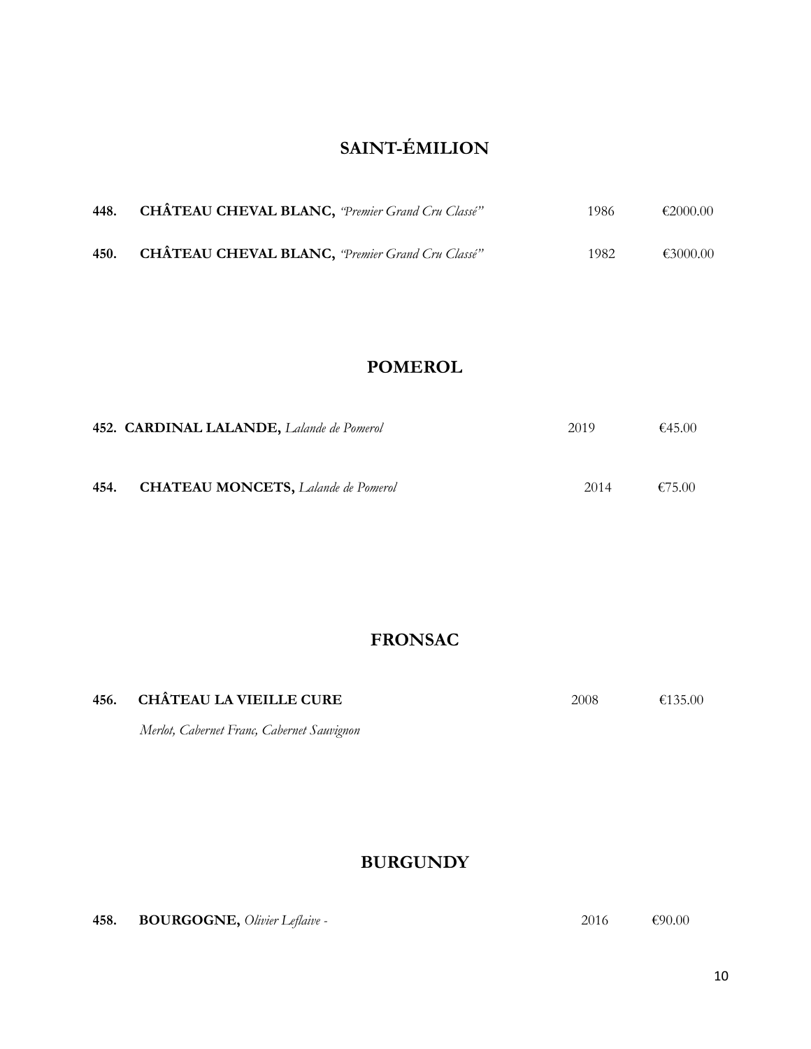## SAINT-ÉMILION

| | | | |
|---|---|---|---|
| **448.** | **CHÂTEAU CHEVAL BLANC,** *"Premier Grand Cru Classé"* | 1986 | €2000.00 |
| **450.** | **CHÂTEAU CHEVAL BLANC,** *"Premier Grand Cru Classé"* | 1982 | €3000.00 |

## POMEROL

| | | | |
|---|---|---|---|
| **452.** | **CARDINAL LALANDE,** *Lalande de Pomerol* | 2019 | €45.00 |
| **454.** | **CHATEAU MONCETS,** *Lalande de Pomerol* | 2014 | €75.00 |

## FRONSAC

| | | | |
|---|---|---|---|
| **456.** | **CHÂTEAU LA VIEILLE CURE**<br>*Merlot, Cabernet Franc, Cabernet Sauvignon* | 2008 | €135.00 |

## BURGUNDY

| | | | |
|---|---|---|---|
| **458.** | **BOURGOGNE,** *Olivier Leflaive -* | 2016 | €90.00 |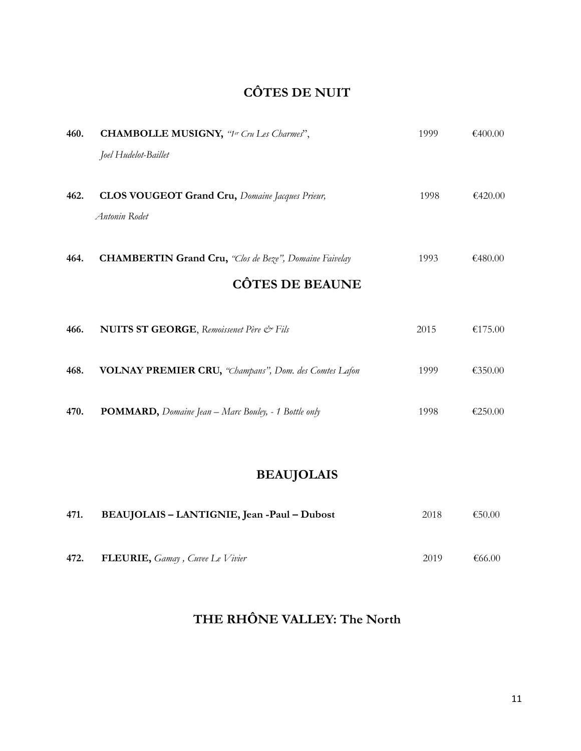## CÔTES DE NUIT

| | | | |
|---|---|---|---|
| **460.** | **CHAMBOLLE MUSIGNY,** *"1er Cru Les Charmes"*, *Joel Hudelot-Baillet* | 1999 | €400.00 |
| **462.** | **CLOS VOUGEOT Grand Cru,** *Domaine Jacques Prieur, Antonin Rodet* | 1998 | €420.00 |
| **464.** | **CHAMBERTIN Grand Cru,** *"Clos de Beze", Domaine Faivelay* | 1993 | €480.00 |

## CÔTES DE BEAUNE

| | | | |
|---|---|---|---|
| **466.** | **NUITS ST GEORGE**, *Remoissenet Père & Fils* | 2015 | €175.00 |
| **468.** | **VOLNAY PREMIER CRU,** *"Champans", Dom. des Comtes Lafon* | 1999 | €350.00 |
| **470.** | **POMMARD,** *Domaine Jean – Marc Bouley, - 1 Bottle only* | 1998 | €250.00 |

## BEAUJOLAIS

| | | | |
|---|---|---|---|
| **471.** | **BEAUJOLAIS – LANTIGNIE, Jean -Paul – Dubost** | 2018 | €50.00 |
| **472.** | **FLEURIE,** *Gamay , Cuvee Le Vivier* | 2019 | €66.00 |

## THE RHÔNE VALLEY: The North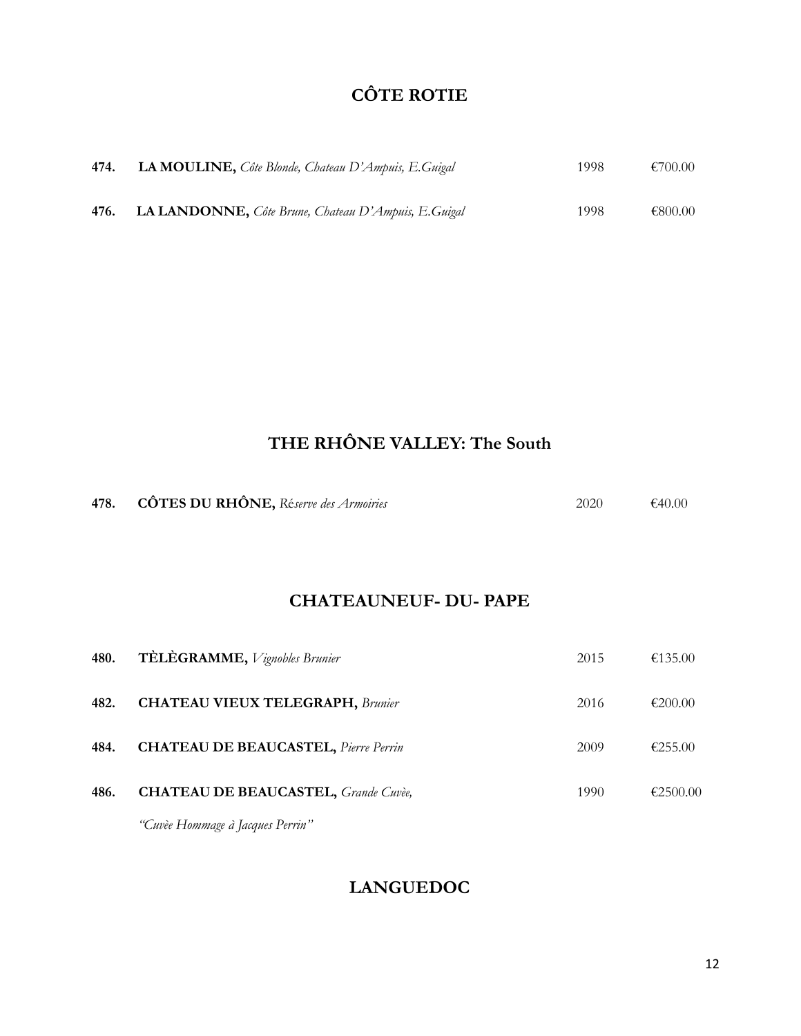## CÔTE ROTIE

| | | | |
|---|---|---|---|
| **474.** | **LA MOULINE,** *Côte Blonde, Chateau D'Ampuis, E.Guigal* | 1998 | €700.00 |
| **476.** | **LA LANDONNE,** *Côte Brune, Chateau D'Ampuis, E.Guigal* | 1998 | €800.00 |

## THE RHÔNE VALLEY: The South

| | | | |
|---|---|---|---|
| **478.** | **CÔTES DU RHÔNE,** *Réserve des Armoiries* | 2020 | €40.00 |

## CHATEAUNEUF- DU- PAPE

| | | | |
|---|---|---|---|
| **480.** | **TÈLÈGRAMME,** *Vignobles Brunier* | 2015 | €135.00 |
| **482.** | **CHATEAU VIEUX TELEGRAPH,** *Brunier* | 2016 | €200.00 |
| **484.** | **CHATEAU DE BEAUCASTEL,** *Pierre Perrin* | 2009 | €255.00 |
| **486.** | **CHATEAU DE BEAUCASTEL,** *Grande Cuvèe, "Cuvèe Hommage à Jacques Perrin"* | 1990 | €2500.00 |

## LANGUEDOC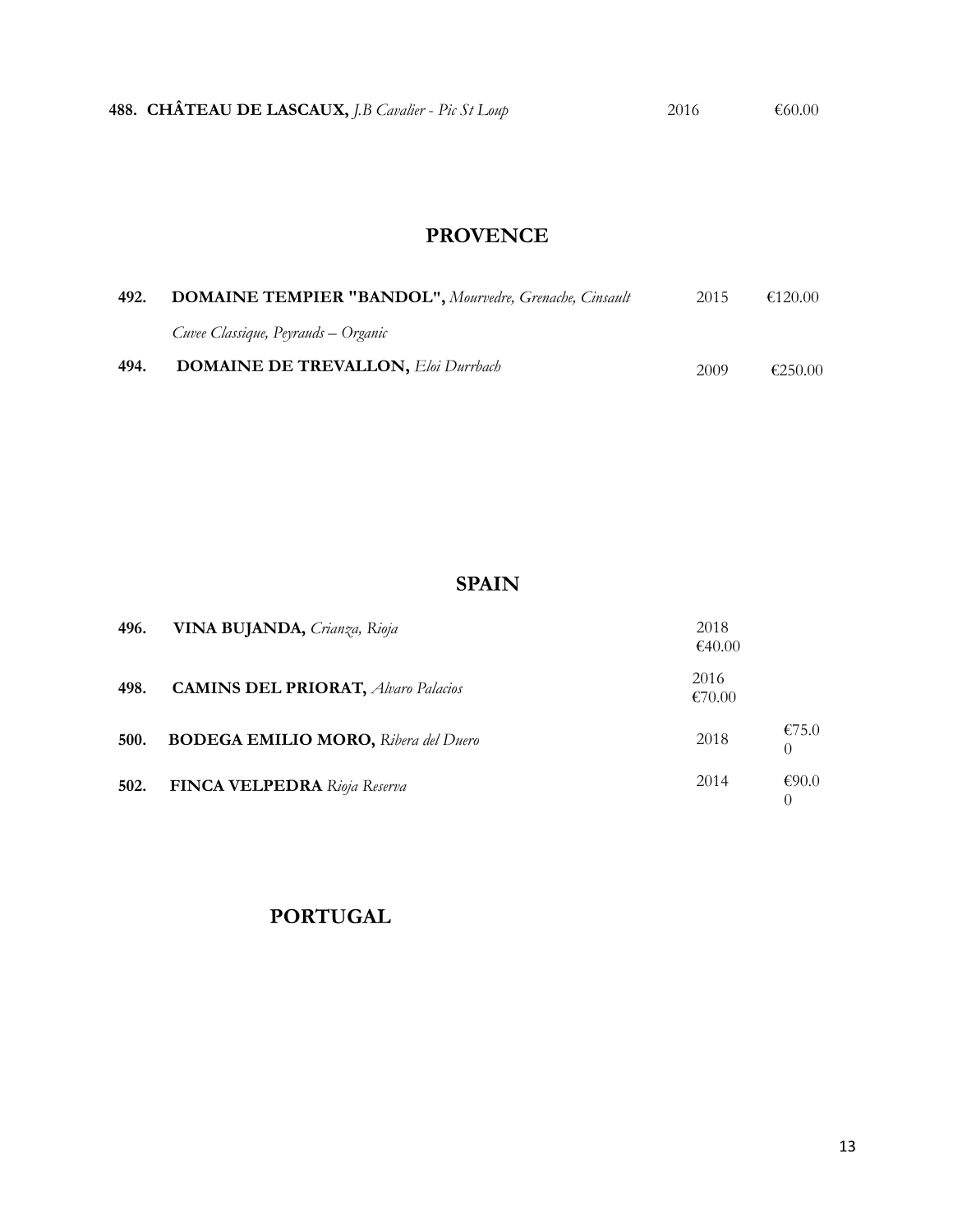**488. CHÂTEAU DE LASCAUX,** *J.B Cavalier - Pic St Loup* 2016 €60.00

## PROVENCE

| | | | |
|---|---|---|---|
| **492.** | **DOMAINE TEMPIER "BANDOL",** *Mourvedre, Grenache, Cinsault* *Cuvee Classique, Peyrauds – Organic* | 2015 | €120.00 |
| **494.** | **DOMAINE DE TREVALLON,** *Eloi Durrbach* | 2009 | €250.00 |

## SPAIN

| | | | |
|---|---|---|---|
| **496.** | **VINA BUJANDA,** *Crianza, Rioja* | 2018 | €40.00 |
| **498.** | **CAMINS DEL PRIORAT,** *Alvaro Palacios* | 2016 | €70.00 |
| **500.** | **BODEGA EMILIO MORO,** *Ribera del Duero* | 2018 | €75.00 |
| **502.** | **FINCA VELPEDRA** *Rioja Reserva* | 2014 | €90.00 |

## PORTUGAL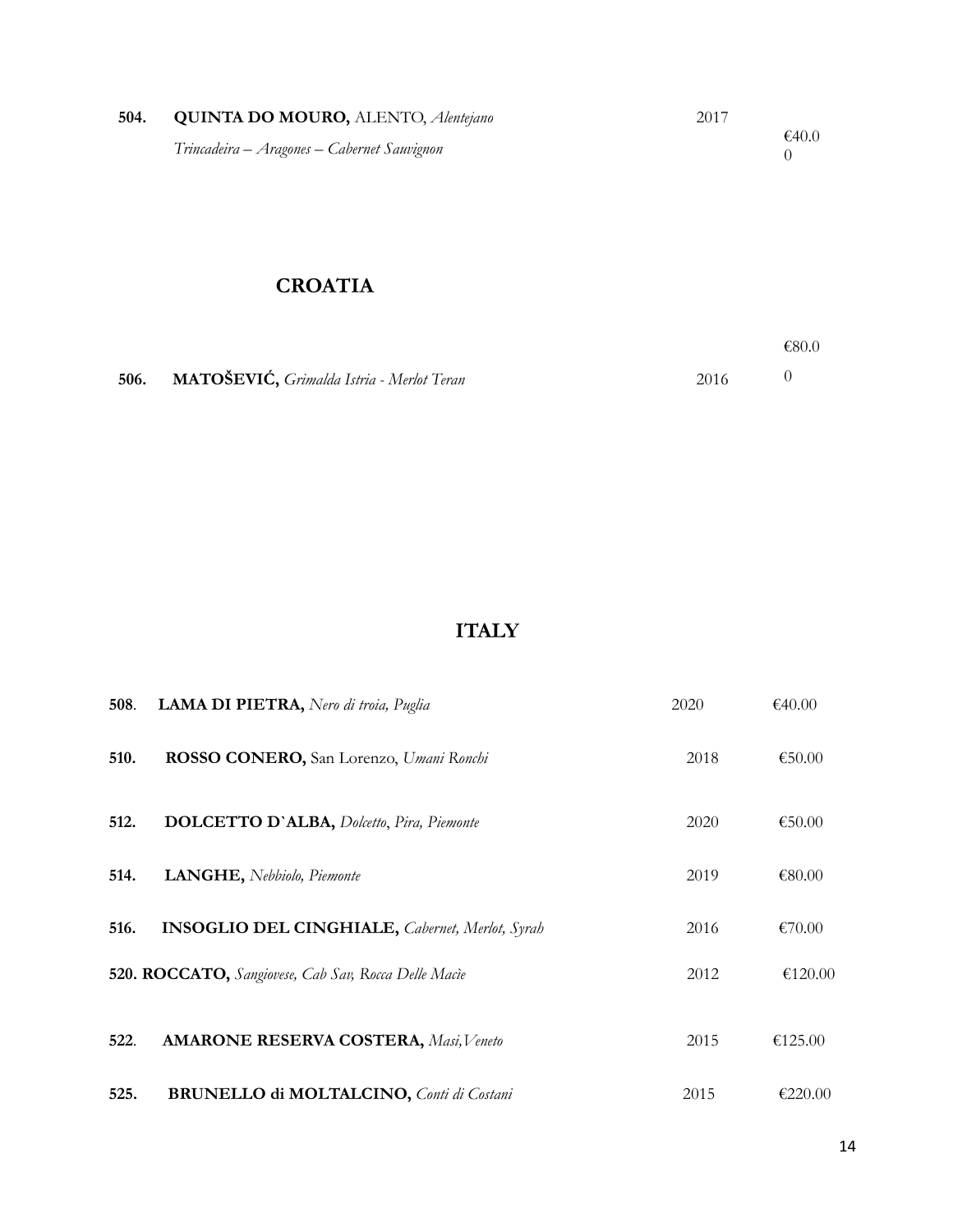| | | | |
|---|---|---|---|
| **504.** | **QUINTA DO MOURO,** ALENTO, *Alentejano*<br>*Trincadeira – Aragones – Cabernet Sauvignon* | 2017 | €40.00 |

## CROATIA

| | | | |
|---|---|---|---|
| **506.** | **MATOŠEVIĆ,** *Grimalda Istria - Merlot Teran* | 2016 | €80.00 |

## ITALY

| | | | |
|---|---|---|---|
| **508**. | **LAMA DI PIETRA,** *Nero di troia, Puglia* | 2020 | €40.00 |
| **510.** | **ROSSO CONERO,** San Lorenzo, *Umani Ronchi* | 2018 | €50.00 |
| **512.** | **DOLCETTO D`ALBA,** *Dolcetto*, *Pira, Piemonte* | 2020 | €50.00 |
| **514.** | **LANGHE,** *Nebbiolo, Piemonte* | 2019 | €80.00 |
| **516.** | **INSOGLIO DEL CINGHIALE,** *Cabernet, Merlot, Syrah* | 2016 | €70.00 |
| **520.** | **ROCCATO,** *Sangiovese, Cab Sav, Rocca Delle Macìe* | 2012 | €120.00 |
| **522**. | **AMARONE RESERVA COSTERA,** *Masi,Veneto* | 2015 | €125.00 |
| **525.** | **BRUNELLO di MOLTALCINO,** *Conti di Costani* | 2015 | €220.00 |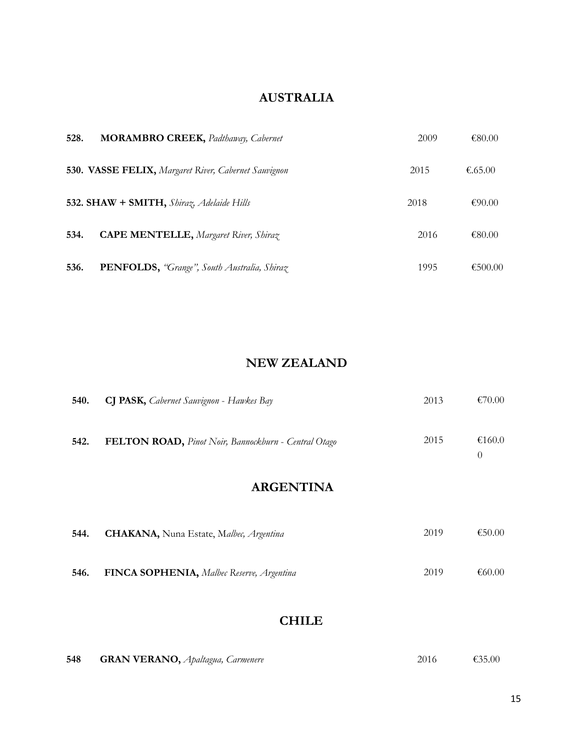## AUSTRALIA

| | | | |
|---|---|---|---|
| **528.** | **MORAMBRO CREEK,** *Padthaway, Cabernet* | 2009 | €80.00 |
| **530.** | **VASSE FELIX,** *Margaret River, Cabernet Sauvignon* | 2015 | €.65.00 |
| **532.** | **SHAW + SMITH,** *Shiraz, Adelaide Hills* | 2018 | €90.00 |
| **534.** | **CAPE MENTELLE,** *Margaret River, Shiraz* | 2016 | €80.00 |
| **536.** | **PENFOLDS,** *"Grange", South Australia, Shiraz* | 1995 | €500.00 |

## NEW ZEALAND

| | | | |
|---|---|---|---|
| **540.** | **CJ PASK,** *Cabernet Sauvignon - Hawkes Bay* | 2013 | €70.00 |
| **542.** | **FELTON ROAD,** *Pinot Noir, Bannockburn - Central Otago* | 2015 | €160.00 |

## ARGENTINA

| | | | |
|---|---|---|---|
| **544.** | **CHAKANA,** Nuna Estate, M*albec, Argentina* | 2019 | €50.00 |
| **546.** | **FINCA SOPHENIA,** *Malbec Reserve, Argentina* | 2019 | €60.00 |

## CHILE

| | | | |
|---|---|---|---|
| **548** | **GRAN VERANO,** *Apaltagua, Carmenere* | 2016 | €35.00 |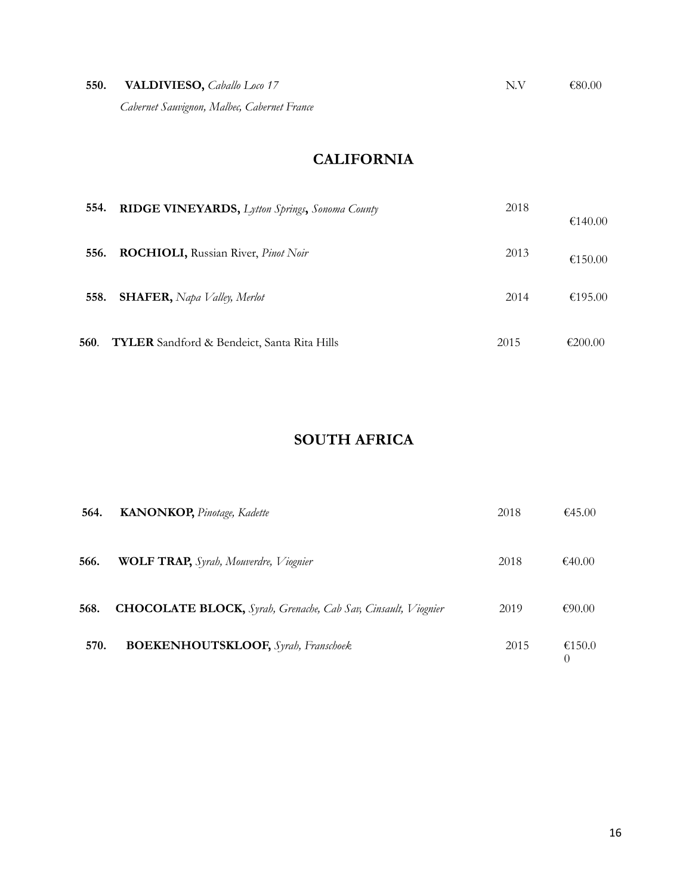**550.** **VALDIVIESO,** *Caballo Loco 17* N.V €80.00
*Cabernet Sauvignon, Malbec, Cabernet France*

## CALIFORNIA

| | | | |
|---|---|---|---|
| **554.** | **RIDGE VINEYARDS,** *Lytton Springs***,** *Sonoma County* | 2018 | €140.00 |
| **556.** | **ROCHIOLI,** Russian River, *Pinot Noir* | 2013 | €150.00 |
| **558.** | **SHAFER,** *Napa Valley, Merlot* | 2014 | €195.00 |
| **560**. | **TYLER** Sandford & Bendeict, Santa Rita Hills | 2015 | €200.00 |

## SOUTH AFRICA

| | | | |
|---|---|---|---|
| **564.** | **KANONKOP,** *Pinotage, Kadette* | 2018 | €45.00 |
| **566.** | **WOLF TRAP,** *Syrah, Mouverdre, Viognier* | 2018 | €40.00 |
| **568.** | **CHOCOLATE BLOCK,** *Syrah, Grenache, Cab Sav, Cinsault, Viognier* | 2019 | €90.00 |
| **570.** | **BOEKENHOUTSKLOOF,** *Syrah, Franschoek* | 2015 | €150.00 |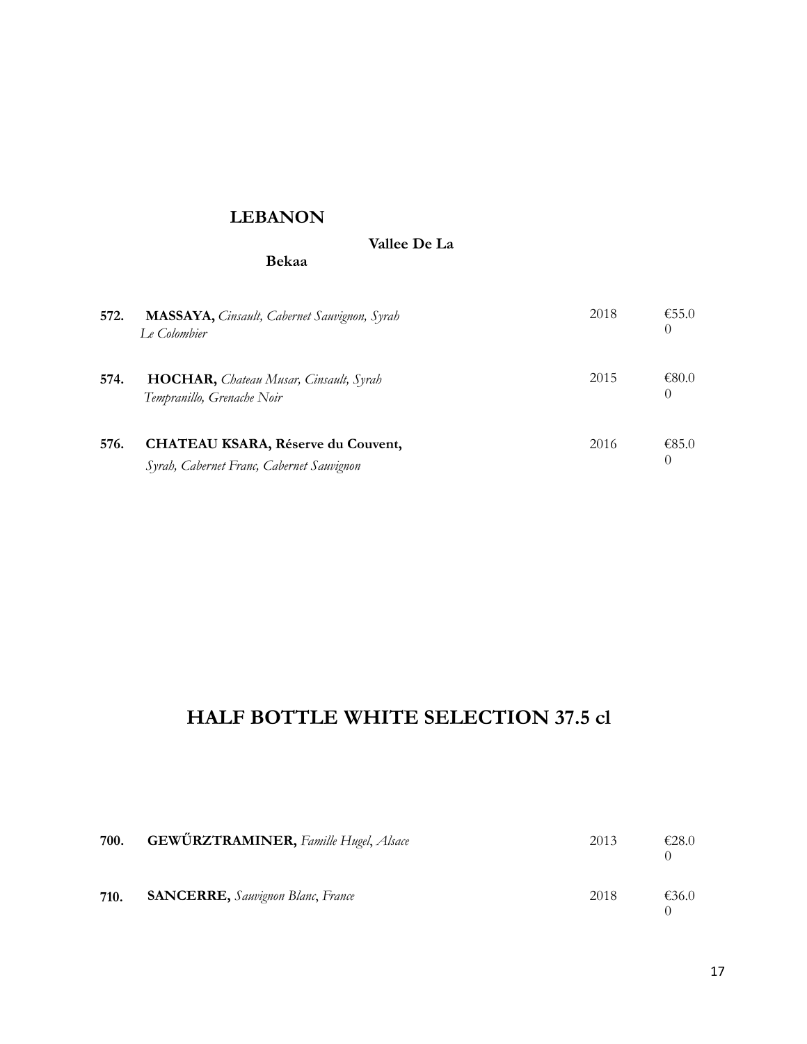## LEBANON

### Vallee De La Bekaa

| No. | Wine | Vintage | Price |
|---|---|---|---|
| 572. | **MASSAYA,** *Cinsault, Cabernet Sauvignon, Syrah Le Colombier* | 2018 | €55.00 |
| 574. | **HOCHAR,** *Chateau Musar, Cinsault, Syrah Tempranillo, Grenache Noir* | 2015 | €80.00 |
| 576. | **CHATEAU KSARA, Réserve du Couvent,** *Syrah, Cabernet Franc, Cabernet Sauvignon* | 2016 | €85.00 |

# HALF BOTTLE WHITE SELECTION 37.5 cl

| No. | Wine | Vintage | Price |
|---|---|---|---|
| 700. | **GEWŰRZTRAMINER,** *Famille Hugel, Alsace* | 2013 | €28.00 |
| 710. | **SANCERRE,** *Sauvignon Blanc, France* | 2018 | €36.00 |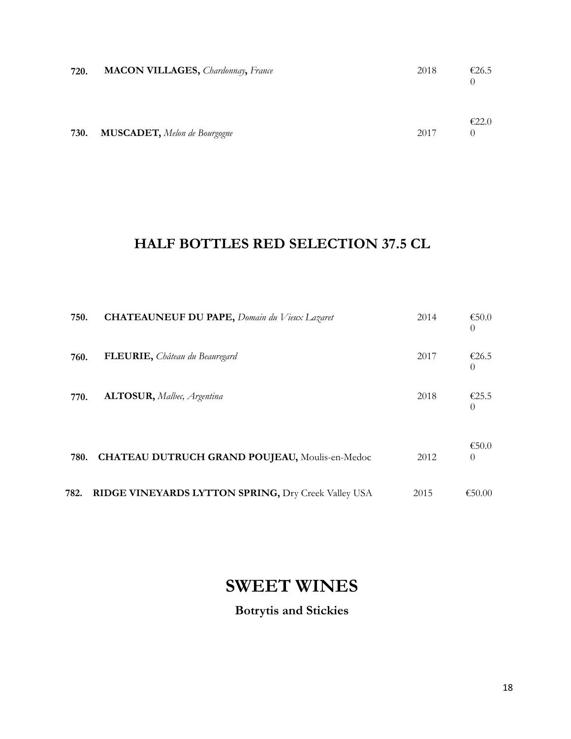| | | | |
|---|---|---|---|
| **720.** | **MACON VILLAGES,** *Chardonnay*, **France** | 2018 | €26.50 |
| **730.** | **MUSCADET,** *Melon de Bourgogne* | 2017 | €22.00 |

## HALF BOTTLES RED SELECTION 37.5 CL

| | | | |
|---|---|---|---|
| **750.** | **CHATEAUNEUF DU PAPE,** *Domain du Vieux Lazaret* | 2014 | €50.00 |
| **760.** | **FLEURIE,** *Château du Beauregard* | 2017 | €26.50 |
| **770.** | **ALTOSUR,** *Malbec, Argentina* | 2018 | €25.50 |
| **780.** | **CHATEAU DUTRUCH GRAND POUJEAU,** Moulis-en-Medoc | 2012 | €50.00 |
| **782.** | **RIDGE VINEYARDS LYTTON SPRING,** Dry Creek Valley USA | 2015 | €50.00 |

# SWEET WINES

### Botrytis and Stickies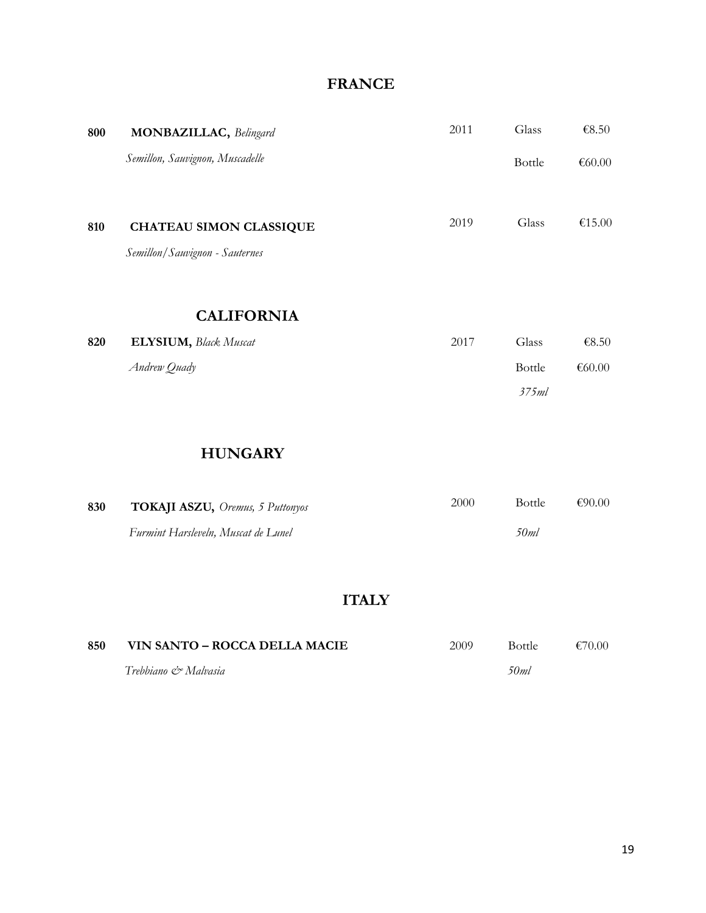## FRANCE

| | | | | |
|---|---|---|---|---|
| **800** | **MONBAZILLAC,** *Belingard* | 2011 | Glass | €8.50 |
| | *Semillon, Sauvignon, Muscadelle* | | Bottle | €60.00 |
| **810** | **CHATEAU SIMON CLASSIQUE** | 2019 | Glass | €15.00 |
| | *Semillon/Sauvignon - Sauternes* | | | |

## CALIFORNIA

| | | | | |
|---|---|---|---|---|
| **820** | **ELYSIUM,** *Black Muscat* | 2017 | Glass | €8.50 |
| | *Andrew Quady* | | Bottle | €60.00 |
| | | | *375ml* | |

## HUNGARY

| | | | | |
|---|---|---|---|---|
| **830** | **TOKAJI ASZU,** *Oremus, 5 Puttonyos* | 2000 | Bottle | €90.00 |
| | *Furmint Harsleveln, Muscat de Lunel* | | *50ml* | |

## ITALY

| | | | | |
|---|---|---|---|---|
| **850** | **VIN SANTO – ROCCA DELLA MACIE** | 2009 | Bottle | €70.00 |
| | *Trebbiano & Malvasia* | | *50ml* | |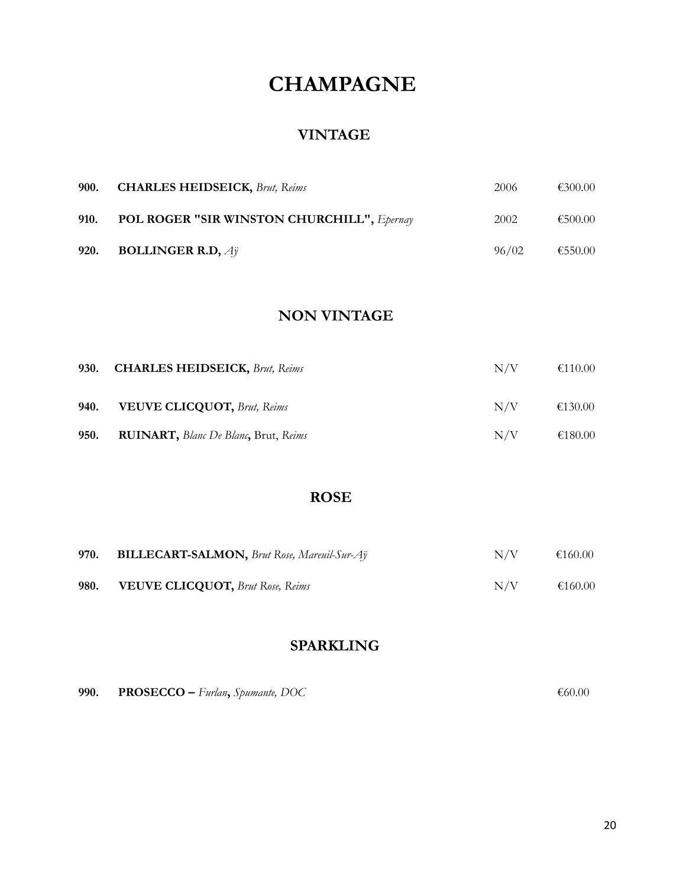# CHAMPAGNE

## VINTAGE

| | | | |
|---|---|---|---|
| **900.** | **CHARLES HEIDSEICK,** *Brut, Reims* | 2006 | €300.00 |
| **910.** | **POL ROGER "SIR WINSTON CHURCHILL",** *Epernay* | 2002 | €500.00 |
| **920.** | **BOLLINGER R.D,** *Aÿ* | 96/02 | €550.00 |

## NON VINTAGE

| | | | |
|---|---|---|---|
| **930.** | **CHARLES HEIDSEICK,** *Brut, Reims* | N/V | €110.00 |
| **940.** | **VEUVE CLICQUOT,** *Brut, Reims* | N/V | €130.00 |
| **950.** | **RUINART,** *Blanc De Blanc***,** Brut, *Reims* | N/V | €180.00 |

## ROSE

| | | | |
|---|---|---|---|
| **970.** | **BILLECART-SALMON,** *Brut Rose, Mareuil-Sur-Aÿ* | N/V | €160.00 |
| **980.** | **VEUVE CLICQUOT,** *Brut Rose, Reims* | N/V | €160.00 |

## SPARKLING

| | | | |
|---|---|---|---|
| **990.** | **PROSECCO –** *Furlan***,** *Spumante, DOC* | | €60.00 |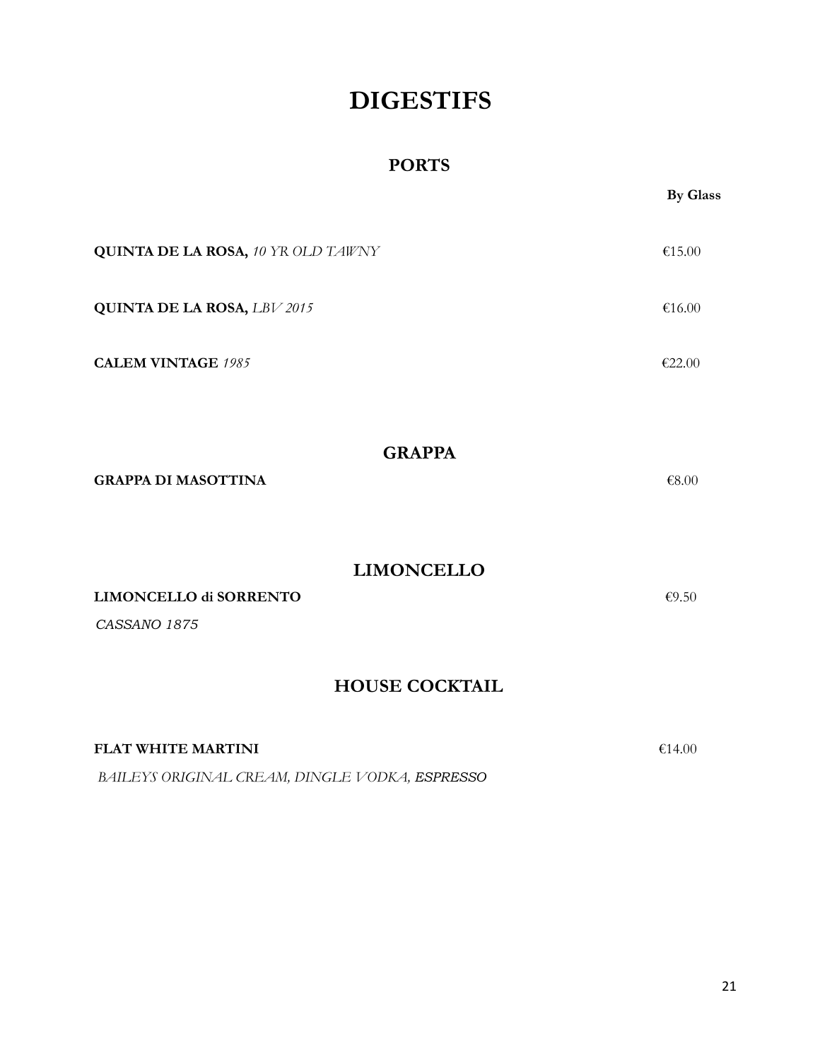# DIGESTIFS

## PORTS

| | By Glass |
|---|---|
| **QUINTA DE LA ROSA,** *10 YR OLD TAWNY* | €15.00 |
| **QUINTA DE LA ROSA,** *LBV 2015* | €16.00 |
| **CALEM VINTAGE** *1985* | €22.00 |

## GRAPPA

**GRAPPA DI MASOTTINA** €8.00

## LIMONCELLO

**LIMONCELLO di SORRENTO** €9.50

*CASSANO 1875*

## HOUSE COCKTAIL

**FLAT WHITE MARTINI** €14.00

*BAILEYS ORIGINAL CREAM, DINGLE VODKA, ESPRESSO*